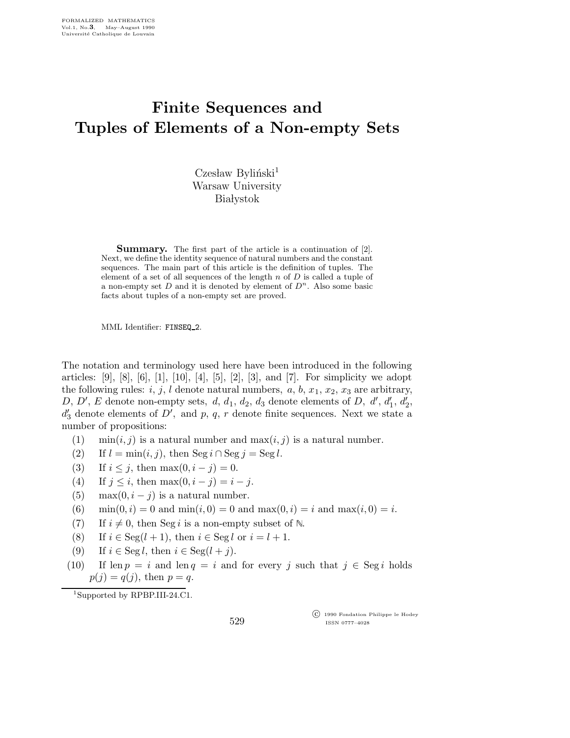# Finite Sequences and Tuples of Elements of a Non-empty Sets

Czesław Byliński[1]
Warsaw University
Białystok

**Summary.** The first part of the article is a continuation of [2]. Next, we define the identity sequence of natural numbers and the constant sequences. The main part of this article is the definition of tuples. The element of a set of all sequences of the length $n$ of $D$ is called a tuple of a non-empty set $D$ and it is denoted by element of $D^n$. Also some basic facts about tuples of a non-empty set are proved.

MML Identifier: FINSEQ_2.

The notation and terminology used here have been introduced in the following articles: [9], [8], [6], [1], [10], [4], [5], [2], [3], and [7]. For simplicity we adopt the following rules: $i$, $j$, $l$ denote natural numbers, $a$, $b$, $x_1$, $x_2$, $x_3$ are arbitrary, $D$, $D'$, $E$ denote non-empty sets, $d$, $d_1$, $d_2$, $d_3$ denote elements of $D$, $d'$, $d'_1$, $d'_2$, $d'_3$ denote elements of $D'$, and $p$, $q$, $r$ denote finite sequences. Next we state a number of propositions:

(1) $\min(i, j)$ is a natural number and $\max(i, j)$ is a natural number.

(2) If $l = \min(i, j)$, then $\operatorname{Seg} i \cap \operatorname{Seg} j = \operatorname{Seg} l$.

(3) If $i \leq j$, then $\max(0, i - j) = 0$.

(4) If $j \leq i$, then $\max(0, i - j) = i - j$.

(5) $\max(0, i - j)$ is a natural number.

(6) $\min(0, i) = 0$ and $\min(i, 0) = 0$ and $\max(0, i) = i$ and $\max(i, 0) = i$.

(7) If $i \neq 0$, then $\operatorname{Seg} i$ is a non-empty subset of $\mathbb{N}$.

(8) If $i \in \operatorname{Seg}(l + 1)$, then $i \in \operatorname{Seg} l$ or $i = l + 1$.

(9) If $i \in \operatorname{Seg} l$, then $i \in \operatorname{Seg}(l + j)$.

(10) If $\operatorname{len} p = i$ and $\operatorname{len} q = i$ and for every $j$ such that $j \in \operatorname{Seg} i$ holds $p(j) = q(j)$, then $p = q$.

[1] Supported by RPBP.III-24.C1.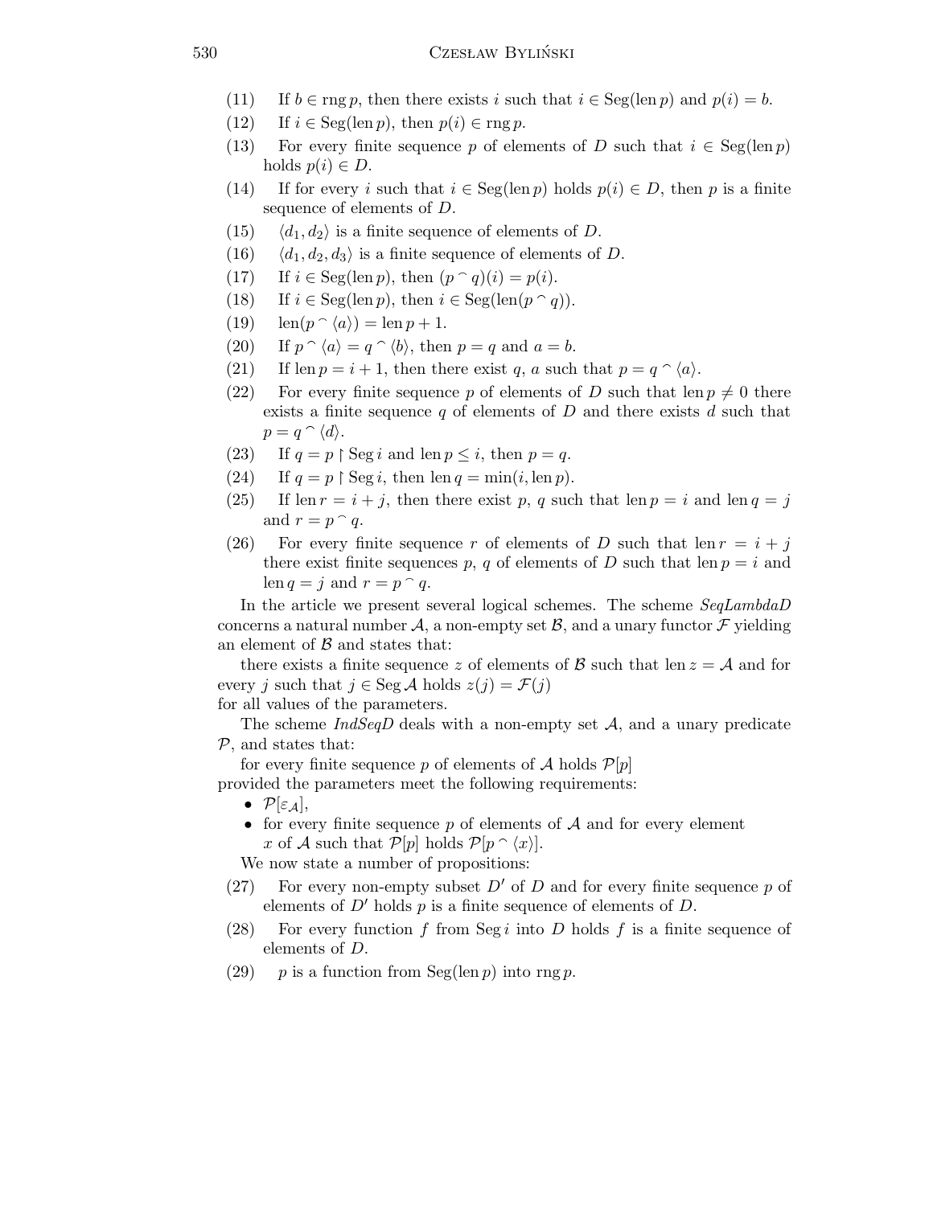(11) If $b \in \operatorname{rng} p$, then there exists $i$ such that $i \in \operatorname{Seg}(\operatorname{len} p)$ and $p(i) = b$.

(12) If $i \in \operatorname{Seg}(\operatorname{len} p)$, then $p(i) \in \operatorname{rng} p$.

(13) For every finite sequence $p$ of elements of $D$ such that $i \in \operatorname{Seg}(\operatorname{len} p)$ holds $p(i) \in D$.

(14) If for every $i$ such that $i \in \operatorname{Seg}(\operatorname{len} p)$ holds $p(i) \in D$, then $p$ is a finite sequence of elements of $D$.

(15) $\langle d_1, d_2 \rangle$ is a finite sequence of elements of $D$.

(16) $\langle d_1, d_2, d_3 \rangle$ is a finite sequence of elements of $D$.

(17) If $i \in \operatorname{Seg}(\operatorname{len} p)$, then $(p \frown q)(i) = p(i)$.

(18) If $i \in \operatorname{Seg}(\operatorname{len} p)$, then $i \in \operatorname{Seg}(\operatorname{len}(p \frown q))$.

(19) $\operatorname{len}(p \frown \langle a \rangle) = \operatorname{len} p + 1$.

(20) If $p \frown \langle a \rangle = q \frown \langle b \rangle$, then $p = q$ and $a = b$.

(21) If $\operatorname{len} p = i + 1$, then there exist $q$, $a$ such that $p = q \frown \langle a \rangle$.

(22) For every finite sequence $p$ of elements of $D$ such that $\operatorname{len} p \neq 0$ there exists a finite sequence $q$ of elements of $D$ and there exists $d$ such that $p = q \frown \langle d \rangle$.

(23) If $q = p \restriction \operatorname{Seg} i$ and $\operatorname{len} p \leq i$, then $p = q$.

(24) If $q = p \restriction \operatorname{Seg} i$, then $\operatorname{len} q = \min(i, \operatorname{len} p)$.

(25) If $\operatorname{len} r = i + j$, then there exist $p$, $q$ such that $\operatorname{len} p = i$ and $\operatorname{len} q = j$ and $r = p \frown q$.

(26) For every finite sequence $r$ of elements of $D$ such that $\operatorname{len} r = i + j$ there exist finite sequences $p$, $q$ of elements of $D$ such that $\operatorname{len} p = i$ and $\operatorname{len} q = j$ and $r = p \frown q$.

In the article we present several logical schemes. The scheme *SeqLambdaD* concerns a natural number $\mathcal{A}$, a non-empty set $\mathcal{B}$, and a unary functor $\mathcal{F}$ yielding an element of $\mathcal{B}$ and states that:

there exists a finite sequence $z$ of elements of $\mathcal{B}$ such that $\operatorname{len} z = \mathcal{A}$ and for every $j$ such that $j \in \operatorname{Seg} \mathcal{A}$ holds $z(j) = \mathcal{F}(j)$

for all values of the parameters.

The scheme *IndSeqD* deals with a non-empty set $\mathcal{A}$, and a unary predicate $\mathcal{P}$, and states that:

for every finite sequence $p$ of elements of $\mathcal{A}$ holds $\mathcal{P}[p]$

provided the parameters meet the following requirements:

- $\mathcal{P}[\varepsilon_{\mathcal{A}}]$,
- for every finite sequence $p$ of elements of $\mathcal{A}$ and for every element $x$ of $\mathcal{A}$ such that $\mathcal{P}[p]$ holds $\mathcal{P}[p \frown \langle x \rangle]$.

We now state a number of propositions:

(27) For every non-empty subset $D'$ of $D$ and for every finite sequence $p$ of elements of $D'$ holds $p$ is a finite sequence of elements of $D$.

(28) For every function $f$ from $\operatorname{Seg} i$ into $D$ holds $f$ is a finite sequence of elements of $D$.

(29) $p$ is a function from $\operatorname{Seg}(\operatorname{len} p)$ into $\operatorname{rng} p$.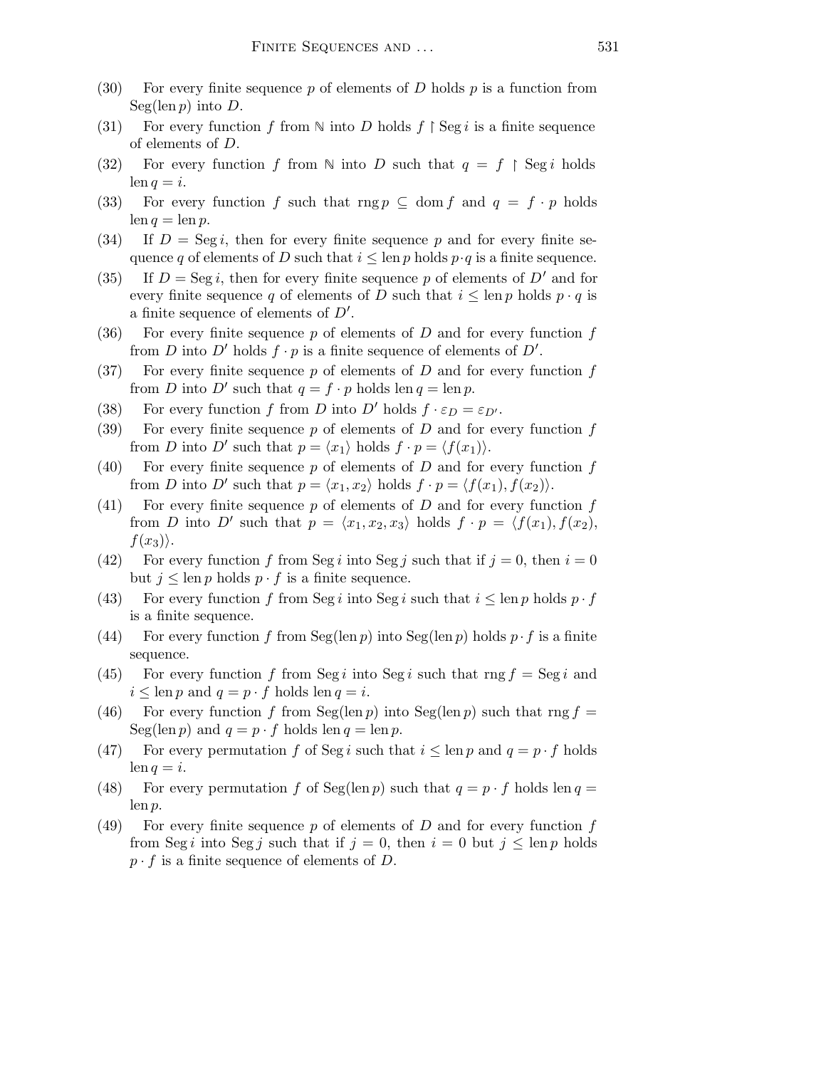(30) For every finite sequence $p$ of elements of $D$ holds $p$ is a function from $\mathrm{Seg}(\mathrm{len}\, p)$ into $D$.

(31) For every function $f$ from $\mathbb{N}$ into $D$ holds $f \upharpoonright \mathrm{Seg}\, i$ is a finite sequence of elements of $D$.

(32) For every function $f$ from $\mathbb{N}$ into $D$ such that $q = f \upharpoonright \mathrm{Seg}\, i$ holds $\mathrm{len}\, q = i$.

(33) For every function $f$ such that $\mathrm{rng}\, p \subseteq \mathrm{dom}\, f$ and $q = f \cdot p$ holds $\mathrm{len}\, q = \mathrm{len}\, p$.

(34) If $D = \mathrm{Seg}\, i$, then for every finite sequence $p$ and for every finite sequence $q$ of elements of $D$ such that $i \leq \mathrm{len}\, p$ holds $p \cdot q$ is a finite sequence.

(35) If $D = \mathrm{Seg}\, i$, then for every finite sequence $p$ of elements of $D'$ and for every finite sequence $q$ of elements of $D$ such that $i \leq \mathrm{len}\, p$ holds $p \cdot q$ is a finite sequence of elements of $D'$.

(36) For every finite sequence $p$ of elements of $D$ and for every function $f$ from $D$ into $D'$ holds $f \cdot p$ is a finite sequence of elements of $D'$.

(37) For every finite sequence $p$ of elements of $D$ and for every function $f$ from $D$ into $D'$ such that $q = f \cdot p$ holds $\mathrm{len}\, q = \mathrm{len}\, p$.

(38) For every function $f$ from $D$ into $D'$ holds $f \cdot \varepsilon_D = \varepsilon_{D'}$.

(39) For every finite sequence $p$ of elements of $D$ and for every function $f$ from $D$ into $D'$ such that $p = \langle x_1 \rangle$ holds $f \cdot p = \langle f(x_1) \rangle$.

(40) For every finite sequence $p$ of elements of $D$ and for every function $f$ from $D$ into $D'$ such that $p = \langle x_1, x_2 \rangle$ holds $f \cdot p = \langle f(x_1), f(x_2) \rangle$.

(41) For every finite sequence $p$ of elements of $D$ and for every function $f$ from $D$ into $D'$ such that $p = \langle x_1, x_2, x_3 \rangle$ holds $f \cdot p = \langle f(x_1), f(x_2), f(x_3) \rangle$.

(42) For every function $f$ from $\mathrm{Seg}\, i$ into $\mathrm{Seg}\, j$ such that if $j = 0$, then $i = 0$ but $j \leq \mathrm{len}\, p$ holds $p \cdot f$ is a finite sequence.

(43) For every function $f$ from $\mathrm{Seg}\, i$ into $\mathrm{Seg}\, i$ such that $i \leq \mathrm{len}\, p$ holds $p \cdot f$ is a finite sequence.

(44) For every function $f$ from $\mathrm{Seg}(\mathrm{len}\, p)$ into $\mathrm{Seg}(\mathrm{len}\, p)$ holds $p \cdot f$ is a finite sequence.

(45) For every function $f$ from $\mathrm{Seg}\, i$ into $\mathrm{Seg}\, i$ such that $\mathrm{rng}\, f = \mathrm{Seg}\, i$ and $i \leq \mathrm{len}\, p$ and $q = p \cdot f$ holds $\mathrm{len}\, q = i$.

(46) For every function $f$ from $\mathrm{Seg}(\mathrm{len}\, p)$ into $\mathrm{Seg}(\mathrm{len}\, p)$ such that $\mathrm{rng}\, f = \mathrm{Seg}(\mathrm{len}\, p)$ and $q = p \cdot f$ holds $\mathrm{len}\, q = \mathrm{len}\, p$.

(47) For every permutation $f$ of $\mathrm{Seg}\, i$ such that $i \leq \mathrm{len}\, p$ and $q = p \cdot f$ holds $\mathrm{len}\, q = i$.

(48) For every permutation $f$ of $\mathrm{Seg}(\mathrm{len}\, p)$ such that $q = p \cdot f$ holds $\mathrm{len}\, q = \mathrm{len}\, p$.

(49) For every finite sequence $p$ of elements of $D$ and for every function $f$ from $\mathrm{Seg}\, i$ into $\mathrm{Seg}\, j$ such that if $j = 0$, then $i = 0$ but $j \leq \mathrm{len}\, p$ holds $p \cdot f$ is a finite sequence of elements of $D$.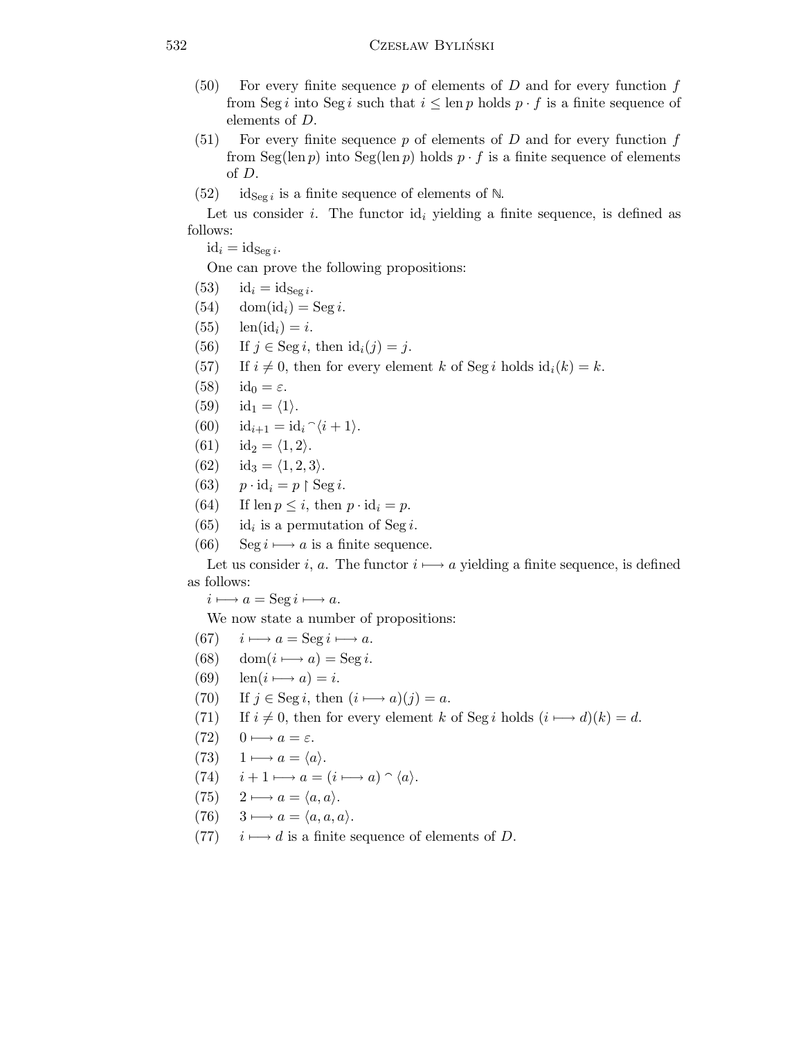(50) For every finite sequence $p$ of elements of $D$ and for every function $f$ from $\operatorname{Seg} i$ into $\operatorname{Seg} i$ such that $i \leq \operatorname{len} p$ holds $p \cdot f$ is a finite sequence of elements of $D$.

(51) For every finite sequence $p$ of elements of $D$ and for every function $f$ from $\operatorname{Seg}(\operatorname{len} p)$ into $\operatorname{Seg}(\operatorname{len} p)$ holds $p \cdot f$ is a finite sequence of elements of $D$.

(52) $\mathrm{id}_{\operatorname{Seg} i}$ is a finite sequence of elements of $\mathbb{N}$.

Let us consider $i$. The functor $\mathrm{id}_i$ yielding a finite sequence, is defined as follows:

$\mathrm{id}_i = \mathrm{id}_{\operatorname{Seg} i}$.

One can prove the following propositions:

(53) $\mathrm{id}_i = \mathrm{id}_{\operatorname{Seg} i}$.

(54) $\operatorname{dom}(\mathrm{id}_i) = \operatorname{Seg} i$.

(55) $\operatorname{len}(\mathrm{id}_i) = i$.

(56) If $j \in \operatorname{Seg} i$, then $\mathrm{id}_i(j) = j$.

(57) If $i \neq 0$, then for every element $k$ of $\operatorname{Seg} i$ holds $\mathrm{id}_i(k) = k$.

(58) $\mathrm{id}_0 = \varepsilon$.

(59) $\mathrm{id}_1 = \langle 1 \rangle$.

(60) $\mathrm{id}_{i+1} = \mathrm{id}_i \frown \langle i+1 \rangle$.

(61) $\mathrm{id}_2 = \langle 1, 2 \rangle$.

(62) $\mathrm{id}_3 = \langle 1, 2, 3 \rangle$.

(63) $p \cdot \mathrm{id}_i = p \restriction \operatorname{Seg} i$.

(64) If $\operatorname{len} p \leq i$, then $p \cdot \mathrm{id}_i = p$.

(65) $\mathrm{id}_i$ is a permutation of $\operatorname{Seg} i$.

(66) $\operatorname{Seg} i \longmapsto a$ is a finite sequence.

Let us consider $i$, $a$. The functor $i \longmapsto a$ yielding a finite sequence, is defined as follows:

$i \longmapsto a = \operatorname{Seg} i \longmapsto a$.

We now state a number of propositions:

(67) $i \longmapsto a = \operatorname{Seg} i \longmapsto a$.

(68) $\operatorname{dom}(i \longmapsto a) = \operatorname{Seg} i$.

(69) $\operatorname{len}(i \longmapsto a) = i$.

(70) If $j \in \operatorname{Seg} i$, then $(i \longmapsto a)(j) = a$.

(71) If $i \neq 0$, then for every element $k$ of $\operatorname{Seg} i$ holds $(i \longmapsto d)(k) = d$.

(72) $0 \longmapsto a = \varepsilon$.

(73) $1 \longmapsto a = \langle a \rangle$.

(74) $i + 1 \longmapsto a = (i \longmapsto a) \frown \langle a \rangle$.

(75) $2 \longmapsto a = \langle a, a \rangle$.

(76) $3 \longmapsto a = \langle a, a, a \rangle$.

(77) $i \longmapsto d$ is a finite sequence of elements of $D$.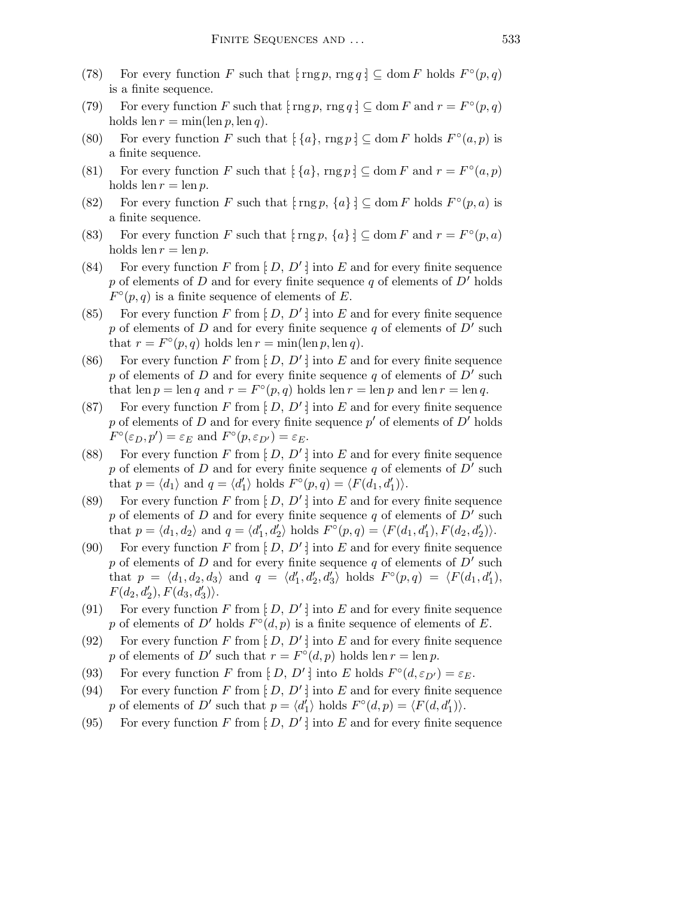(78) For every function $F$ such that $[\!: \operatorname{rng} p, \operatorname{rng} q :\!] \subseteq \operatorname{dom} F$ holds $F^\circ(p, q)$ is a finite sequence.

(79) For every function $F$ such that $[\!: \operatorname{rng} p, \operatorname{rng} q :\!] \subseteq \operatorname{dom} F$ and $r = F^\circ(p, q)$ holds $\operatorname{len} r = \min(\operatorname{len} p, \operatorname{len} q)$.

(80) For every function $F$ such that $[\!: \{a\}, \operatorname{rng} p :\!] \subseteq \operatorname{dom} F$ holds $F^\circ(a, p)$ is a finite sequence.

(81) For every function $F$ such that $[\!: \{a\}, \operatorname{rng} p :\!] \subseteq \operatorname{dom} F$ and $r = F^\circ(a, p)$ holds $\operatorname{len} r = \operatorname{len} p$.

(82) For every function $F$ such that $[\!: \operatorname{rng} p, \{a\} :\!] \subseteq \operatorname{dom} F$ holds $F^\circ(p, a)$ is a finite sequence.

(83) For every function $F$ such that $[\!: \operatorname{rng} p, \{a\} :\!] \subseteq \operatorname{dom} F$ and $r = F^\circ(p, a)$ holds $\operatorname{len} r = \operatorname{len} p$.

(84) For every function $F$ from $[\!: D, D' :\!]$ into $E$ and for every finite sequence $p$ of elements of $D$ and for every finite sequence $q$ of elements of $D'$ holds $F^\circ(p, q)$ is a finite sequence of elements of $E$.

(85) For every function $F$ from $[\!: D, D' :\!]$ into $E$ and for every finite sequence $p$ of elements of $D$ and for every finite sequence $q$ of elements of $D'$ such that $r = F^\circ(p, q)$ holds $\operatorname{len} r = \min(\operatorname{len} p, \operatorname{len} q)$.

(86) For every function $F$ from $[\!: D, D' :\!]$ into $E$ and for every finite sequence $p$ of elements of $D$ and for every finite sequence $q$ of elements of $D'$ such that $\operatorname{len} p = \operatorname{len} q$ and $r = F^\circ(p, q)$ holds $\operatorname{len} r = \operatorname{len} p$ and $\operatorname{len} r = \operatorname{len} q$.

(87) For every function $F$ from $[\!: D, D' :\!]$ into $E$ and for every finite sequence $p$ of elements of $D$ and for every finite sequence $p'$ of elements of $D'$ holds $F^\circ(\varepsilon_D, p') = \varepsilon_E$ and $F^\circ(p, \varepsilon_{D'}) = \varepsilon_E$.

(88) For every function $F$ from $[\!: D, D' :\!]$ into $E$ and for every finite sequence $p$ of elements of $D$ and for every finite sequence $q$ of elements of $D'$ such that $p = \langle d_1 \rangle$ and $q = \langle d'_1 \rangle$ holds $F^\circ(p, q) = \langle F(d_1, d'_1) \rangle$.

(89) For every function $F$ from $[\!: D, D' :\!]$ into $E$ and for every finite sequence $p$ of elements of $D$ and for every finite sequence $q$ of elements of $D'$ such that $p = \langle d_1, d_2 \rangle$ and $q = \langle d'_1, d'_2 \rangle$ holds $F^\circ(p, q) = \langle F(d_1, d'_1), F(d_2, d'_2) \rangle$.

(90) For every function $F$ from $[\!: D, D' :\!]$ into $E$ and for every finite sequence $p$ of elements of $D$ and for every finite sequence $q$ of elements of $D'$ such that $p = \langle d_1, d_2, d_3 \rangle$ and $q = \langle d'_1, d'_2, d'_3 \rangle$ holds $F^\circ(p, q) = \langle F(d_1, d'_1), F(d_2, d'_2), F(d_3, d'_3) \rangle$.

(91) For every function $F$ from $[\!: D, D' :\!]$ into $E$ and for every finite sequence $p$ of elements of $D'$ holds $F^\circ(d, p)$ is a finite sequence of elements of $E$.

(92) For every function $F$ from $[\!: D, D' :\!]$ into $E$ and for every finite sequence $p$ of elements of $D'$ such that $r = F^\circ(d, p)$ holds $\operatorname{len} r = \operatorname{len} p$.

(93) For every function $F$ from $[\!: D, D' :\!]$ into $E$ holds $F^\circ(d, \varepsilon_{D'}) = \varepsilon_E$.

(94) For every function $F$ from $[\!: D, D' :\!]$ into $E$ and for every finite sequence $p$ of elements of $D'$ such that $p = \langle d'_1 \rangle$ holds $F^\circ(d, p) = \langle F(d, d'_1) \rangle$.

(95) For every function $F$ from $[\!: D, D' :\!]$ into $E$ and for every finite sequence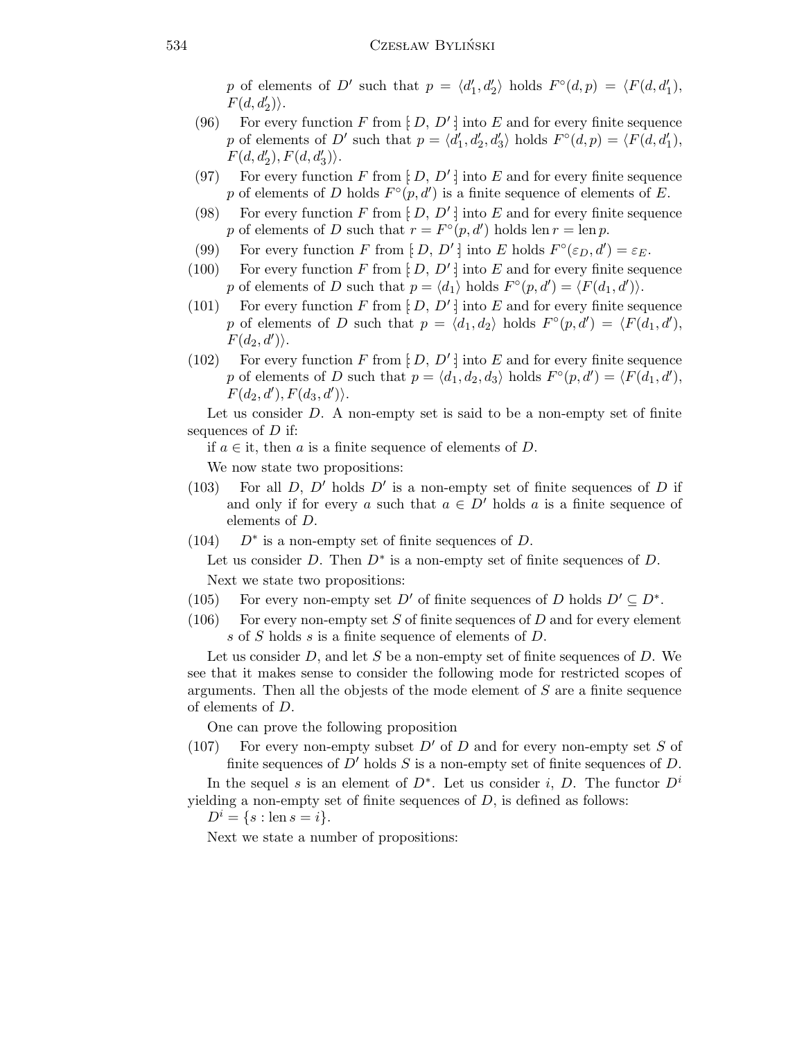$p$ of elements of $D'$ such that $p = \langle d'_1, d'_2 \rangle$ holds $F^\circ(d, p) = \langle F(d, d'_1), F(d, d'_2) \rangle$.

(96) For every function $F$ from $[: D, D' :]$ into $E$ and for every finite sequence $p$ of elements of $D'$ such that $p = \langle d'_1, d'_2, d'_3 \rangle$ holds $F^\circ(d, p) = \langle F(d, d'_1), F(d, d'_2), F(d, d'_3) \rangle$.

(97) For every function $F$ from $[: D, D' :]$ into $E$ and for every finite sequence $p$ of elements of $D$ holds $F^\circ(p, d')$ is a finite sequence of elements of $E$.

(98) For every function $F$ from $[: D, D' :]$ into $E$ and for every finite sequence $p$ of elements of $D$ such that $r = F^\circ(p, d')$ holds $\operatorname{len} r = \operatorname{len} p$.

(99) For every function $F$ from $[: D, D' :]$ into $E$ holds $F^\circ(\varepsilon_D, d') = \varepsilon_E$.

(100) For every function $F$ from $[: D, D' :]$ into $E$ and for every finite sequence $p$ of elements of $D$ such that $p = \langle d_1 \rangle$ holds $F^\circ(p, d') = \langle F(d_1, d') \rangle$.

(101) For every function $F$ from $[: D, D' :]$ into $E$ and for every finite sequence $p$ of elements of $D$ such that $p = \langle d_1, d_2 \rangle$ holds $F^\circ(p, d') = \langle F(d_1, d'), F(d_2, d') \rangle$.

(102) For every function $F$ from $[: D, D' :]$ into $E$ and for every finite sequence $p$ of elements of $D$ such that $p = \langle d_1, d_2, d_3 \rangle$ holds $F^\circ(p, d') = \langle F(d_1, d'), F(d_2, d'), F(d_3, d') \rangle$.

Let us consider $D$. A non-empty set is said to be a non-empty set of finite sequences of $D$ if:

if $a \in$ it, then $a$ is a finite sequence of elements of $D$.

We now state two propositions:

(103) For all $D$, $D'$ holds $D'$ is a non-empty set of finite sequences of $D$ if and only if for every $a$ such that $a \in D'$ holds $a$ is a finite sequence of elements of $D$.

(104) $D^*$ is a non-empty set of finite sequences of $D$.

Let us consider $D$. Then $D^*$ is a non-empty set of finite sequences of $D$.

Next we state two propositions:

(105) For every non-empty set $D'$ of finite sequences of $D$ holds $D' \subseteq D^*$.

(106) For every non-empty set $S$ of finite sequences of $D$ and for every element $s$ of $S$ holds $s$ is a finite sequence of elements of $D$.

Let us consider $D$, and let $S$ be a non-empty set of finite sequences of $D$. We see that it makes sense to consider the following mode for restricted scopes of arguments. Then all the objests of the mode element of $S$ are a finite sequence of elements of $D$.

One can prove the following proposition

(107) For every non-empty subset $D'$ of $D$ and for every non-empty set $S$ of finite sequences of $D'$ holds $S$ is a non-empty set of finite sequences of $D$.

In the sequel $s$ is an element of $D^*$. Let us consider $i$, $D$. The functor $D^i$ yielding a non-empty set of finite sequences of $D$, is defined as follows:

$D^i = \{s : \operatorname{len} s = i\}$.

Next we state a number of propositions: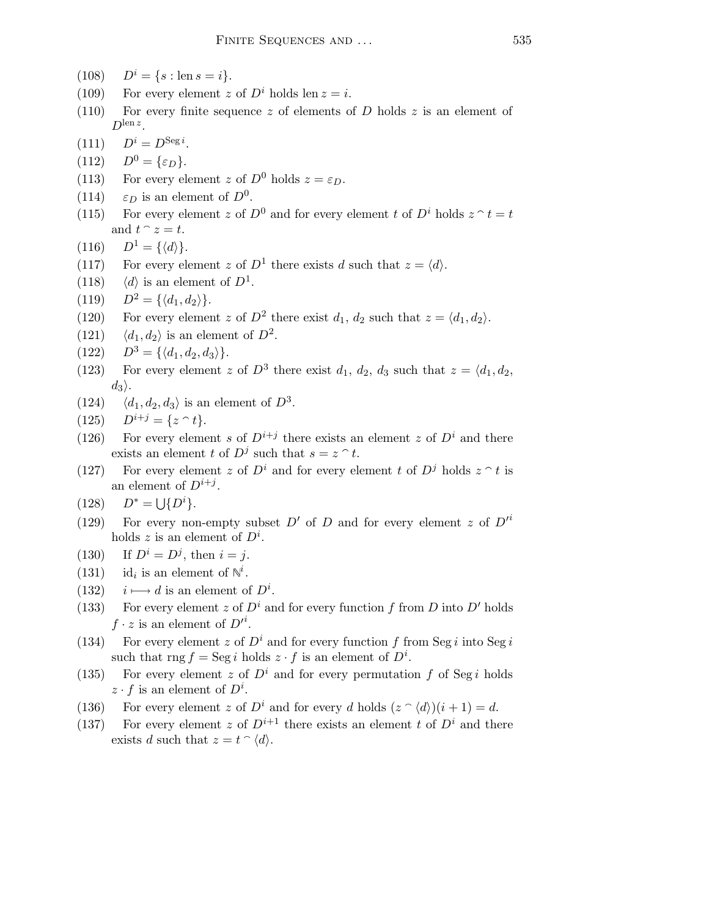(108) $D^i = \{s : \operatorname{len} s = i\}$.

(109) For every element $z$ of $D^i$ holds $\operatorname{len} z = i$.

(110) For every finite sequence $z$ of elements of $D$ holds $z$ is an element of $D^{\operatorname{len} z}$.

(111) $D^i = D^{\operatorname{Seg} i}$.

(112) $D^0 = \{\varepsilon_D\}$.

(113) For every element $z$ of $D^0$ holds $z = \varepsilon_D$.

(114) $\varepsilon_D$ is an element of $D^0$.

(115) For every element $z$ of $D^0$ and for every element $t$ of $D^i$ holds $z \frown t = t$ and $t \frown z = t$.

(116) $D^1 = \{\langle d \rangle\}$.

(117) For every element $z$ of $D^1$ there exists $d$ such that $z = \langle d \rangle$.

(118) $\langle d \rangle$ is an element of $D^1$.

(119) $D^2 = \{\langle d_1, d_2 \rangle\}$.

(120) For every element $z$ of $D^2$ there exist $d_1$, $d_2$ such that $z = \langle d_1, d_2 \rangle$.

(121) $\langle d_1, d_2 \rangle$ is an element of $D^2$.

(122) $D^3 = \{\langle d_1, d_2, d_3 \rangle\}$.

(123) For every element $z$ of $D^3$ there exist $d_1$, $d_2$, $d_3$ such that $z = \langle d_1, d_2, d_3 \rangle$.

(124) $\langle d_1, d_2, d_3 \rangle$ is an element of $D^3$.

(125) $D^{i+j} = \{z \frown t\}$.

(126) For every element $s$ of $D^{i+j}$ there exists an element $z$ of $D^i$ and there exists an element $t$ of $D^j$ such that $s = z \frown t$.

(127) For every element $z$ of $D^i$ and for every element $t$ of $D^j$ holds $z \frown t$ is an element of $D^{i+j}$.

(128) $D^* = \bigcup\{D^i\}$.

(129) For every non-empty subset $D'$ of $D$ and for every element $z$ of $D'^i$ holds $z$ is an element of $D^i$.

(130) If $D^i = D^j$, then $i = j$.

(131) $\mathrm{id}_i$ is an element of $\mathbb{N}^i$.

(132) $i \longmapsto d$ is an element of $D^i$.

(133) For every element $z$ of $D^i$ and for every function $f$ from $D$ into $D'$ holds $f \cdot z$ is an element of $D'^i$.

(134) For every element $z$ of $D^i$ and for every function $f$ from $\operatorname{Seg} i$ into $\operatorname{Seg} i$ such that $\operatorname{rng} f = \operatorname{Seg} i$ holds $z \cdot f$ is an element of $D^i$.

(135) For every element $z$ of $D^i$ and for every permutation $f$ of $\operatorname{Seg} i$ holds $z \cdot f$ is an element of $D^i$.

(136) For every element $z$ of $D^i$ and for every $d$ holds $(z \frown \langle d \rangle)(i+1) = d$.

(137) For every element $z$ of $D^{i+1}$ there exists an element $t$ of $D^i$ and there exists $d$ such that $z = t \frown \langle d \rangle$.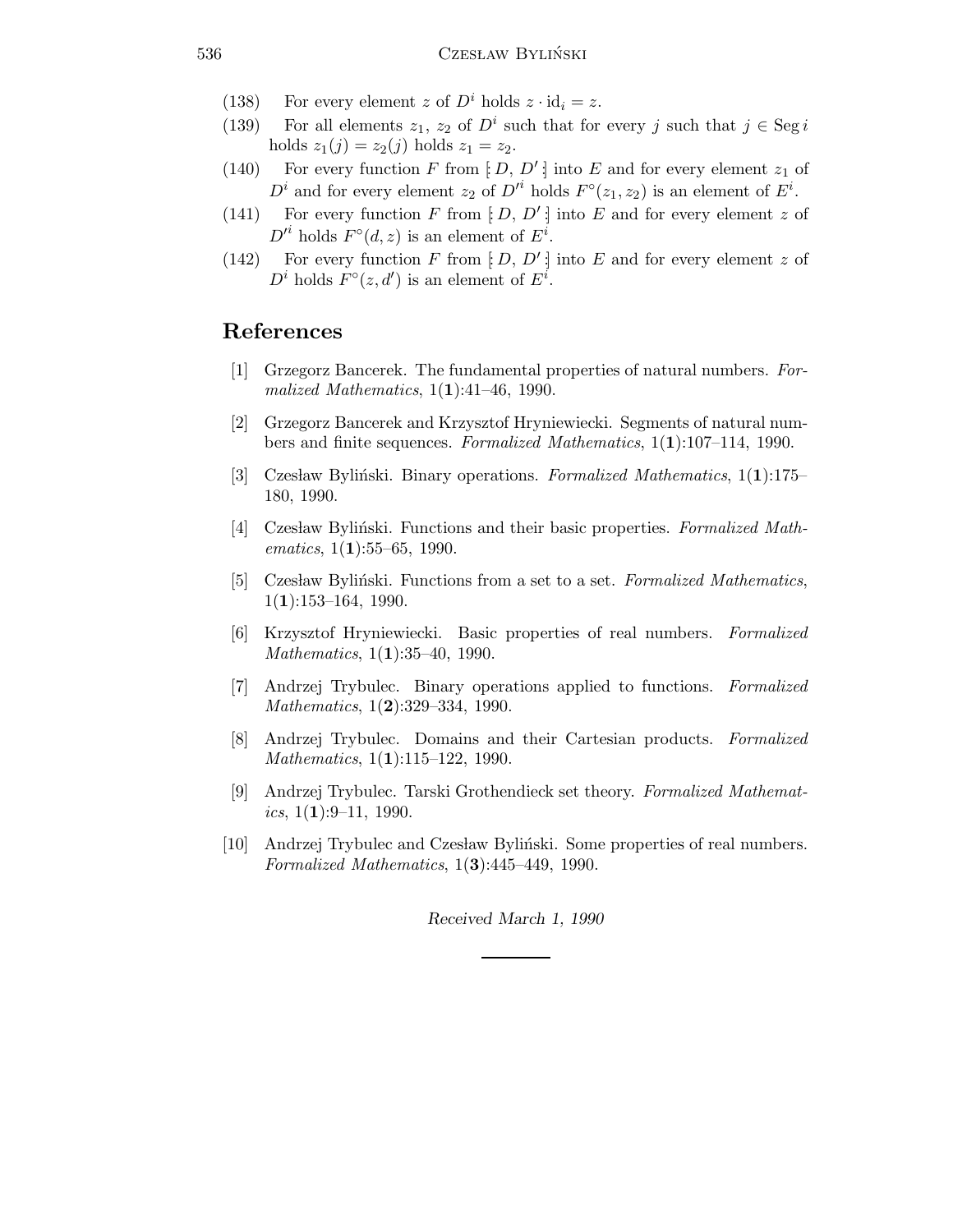(138) For every element $z$ of $D^i$ holds $z \cdot \mathrm{id}_i = z$.

(139) For all elements $z_1$, $z_2$ of $D^i$ such that for every $j$ such that $j \in \mathrm{Seg}\, i$ holds $z_1(j) = z_2(j)$ holds $z_1 = z_2$.

(140) For every function $F$ from $[\!:D, D'\,:\!]$ into $E$ and for every element $z_1$ of $D^i$ and for every element $z_2$ of ${D'}^i$ holds $F^\circ(z_1, z_2)$ is an element of $E^i$.

(141) For every function $F$ from $[\!:D, D'\,:\!]$ into $E$ and for every element $z$ of ${D'}^i$ holds $F^\circ(d, z)$ is an element of $E^i$.

(142) For every function $F$ from $[\!:D, D'\,:\!]$ into $E$ and for every element $z$ of $D^i$ holds $F^\circ(z, d')$ is an element of $E^i$.

## References

[1] Grzegorz Bancerek. The fundamental properties of natural numbers. *Formalized Mathematics*, 1(**1**):41–46, 1990.

[2] Grzegorz Bancerek and Krzysztof Hryniewiecki. Segments of natural numbers and finite sequences. *Formalized Mathematics*, 1(**1**):107–114, 1990.

[3] Czesław Byliński. Binary operations. *Formalized Mathematics*, 1(**1**):175–180, 1990.

[4] Czesław Byliński. Functions and their basic properties. *Formalized Mathematics*, 1(**1**):55–65, 1990.

[5] Czesław Byliński. Functions from a set to a set. *Formalized Mathematics*, 1(**1**):153–164, 1990.

[6] Krzysztof Hryniewiecki. Basic properties of real numbers. *Formalized Mathematics*, 1(**1**):35–40, 1990.

[7] Andrzej Trybulec. Binary operations applied to functions. *Formalized Mathematics*, 1(**2**):329–334, 1990.

[8] Andrzej Trybulec. Domains and their Cartesian products. *Formalized Mathematics*, 1(**1**):115–122, 1990.

[9] Andrzej Trybulec. Tarski Grothendieck set theory. *Formalized Mathematics*, 1(**1**):9–11, 1990.

[10] Andrzej Trybulec and Czesław Byliński. Some properties of real numbers. *Formalized Mathematics*, 1(**3**):445–449, 1990.

*Received March 1, 1990*